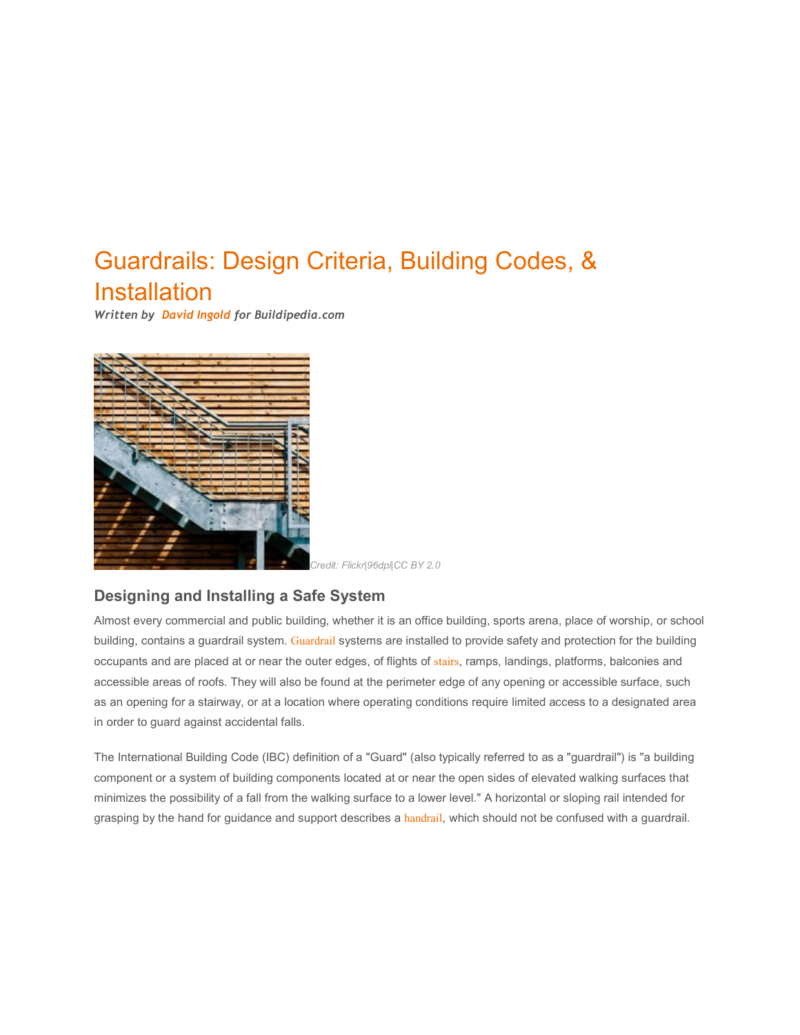# Guardrails: Design Criteria, Building Codes, & Installation

***Written by David Ingold for Buildipedia.com***

*Credit: Flickr|96dpi|CC BY 2.0*

## Designing and Installing a Safe System

Almost every commercial and public building, whether it is an office building, sports arena, place of worship, or school building, contains a guardrail system. Guardrail systems are installed to provide safety and protection for the building occupants and are placed at or near the outer edges, of flights of stairs, ramps, landings, platforms, balconies and accessible areas of roofs. They will also be found at the perimeter edge of any opening or accessible surface, such as an opening for a stairway, or at a location where operating conditions require limited access to a designated area in order to guard against accidental falls.

The International Building Code (IBC) definition of a "Guard" (also typically referred to as a "guardrail") is "a building component or a system of building components located at or near the open sides of elevated walking surfaces that minimizes the possibility of a fall from the walking surface to a lower level." A horizontal or sloping rail intended for grasping by the hand for guidance and support describes a handrail, which should not be confused with a guardrail.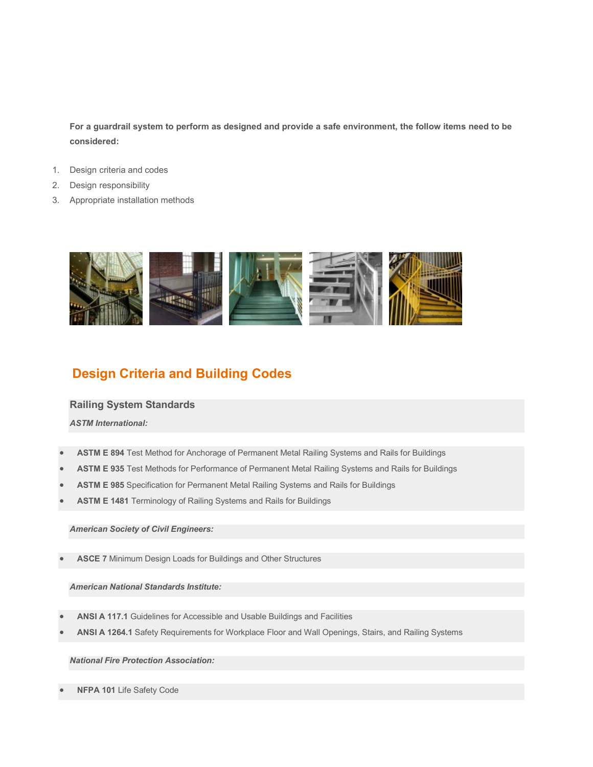**For a guardrail system to perform as designed and provide a safe environment, the follow items need to be considered:**

1. Design criteria and codes
2. Design responsibility
3. Appropriate installation methods

## Design Criteria and Building Codes

### Railing System Standards

***ASTM International:***

- **ASTM E 894** Test Method for Anchorage of Permanent Metal Railing Systems and Rails for Buildings
- **ASTM E 935** Test Methods for Performance of Permanent Metal Railing Systems and Rails for Buildings
- **ASTM E 985** Specification for Permanent Metal Railing Systems and Rails for Buildings
- **ASTM E 1481** Terminology of Railing Systems and Rails for Buildings

***American Society of Civil Engineers:***

- **ASCE 7** Minimum Design Loads for Buildings and Other Structures

***American National Standards Institute:***

- **ANSI A 117.1** Guidelines for Accessible and Usable Buildings and Facilities
- **ANSI A 1264.1** Safety Requirements for Workplace Floor and Wall Openings, Stairs, and Railing Systems

***National Fire Protection Association:***

- **NFPA 101** Life Safety Code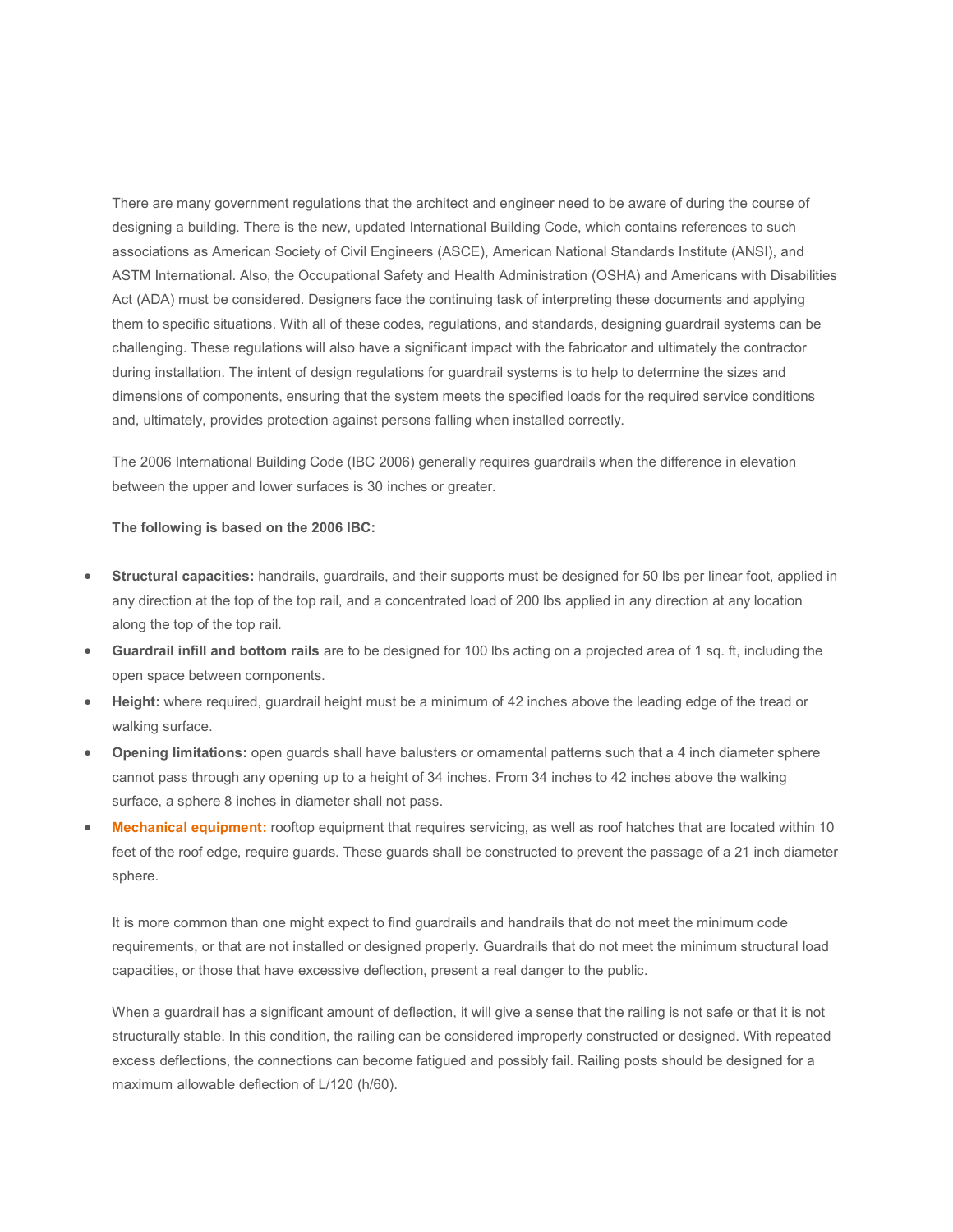There are many government regulations that the architect and engineer need to be aware of during the course of designing a building. There is the new, updated International Building Code, which contains references to such associations as American Society of Civil Engineers (ASCE), American National Standards Institute (ANSI), and ASTM International. Also, the Occupational Safety and Health Administration (OSHA) and Americans with Disabilities Act (ADA) must be considered. Designers face the continuing task of interpreting these documents and applying them to specific situations. With all of these codes, regulations, and standards, designing guardrail systems can be challenging. These regulations will also have a significant impact with the fabricator and ultimately the contractor during installation. The intent of design regulations for guardrail systems is to help to determine the sizes and dimensions of components, ensuring that the system meets the specified loads for the required service conditions and, ultimately, provides protection against persons falling when installed correctly.

The 2006 International Building Code (IBC 2006) generally requires guardrails when the difference in elevation between the upper and lower surfaces is 30 inches or greater.

**The following is based on the 2006 IBC:**

- **Structural capacities:** handrails, guardrails, and their supports must be designed for 50 lbs per linear foot, applied in any direction at the top of the top rail, and a concentrated load of 200 lbs applied in any direction at any location along the top of the top rail.
- **Guardrail infill and bottom rails** are to be designed for 100 lbs acting on a projected area of 1 sq. ft, including the open space between components.
- **Height:** where required, guardrail height must be a minimum of 42 inches above the leading edge of the tread or walking surface.
- **Opening limitations:** open guards shall have balusters or ornamental patterns such that a 4 inch diameter sphere cannot pass through any opening up to a height of 34 inches. From 34 inches to 42 inches above the walking surface, a sphere 8 inches in diameter shall not pass.
- **Mechanical equipment:** rooftop equipment that requires servicing, as well as roof hatches that are located within 10 feet of the roof edge, require guards. These guards shall be constructed to prevent the passage of a 21 inch diameter sphere.

It is more common than one might expect to find guardrails and handrails that do not meet the minimum code requirements, or that are not installed or designed properly. Guardrails that do not meet the minimum structural load capacities, or those that have excessive deflection, present a real danger to the public.

When a guardrail has a significant amount of deflection, it will give a sense that the railing is not safe or that it is not structurally stable. In this condition, the railing can be considered improperly constructed or designed. With repeated excess deflections, the connections can become fatigued and possibly fail. Railing posts should be designed for a maximum allowable deflection of L/120 (h/60).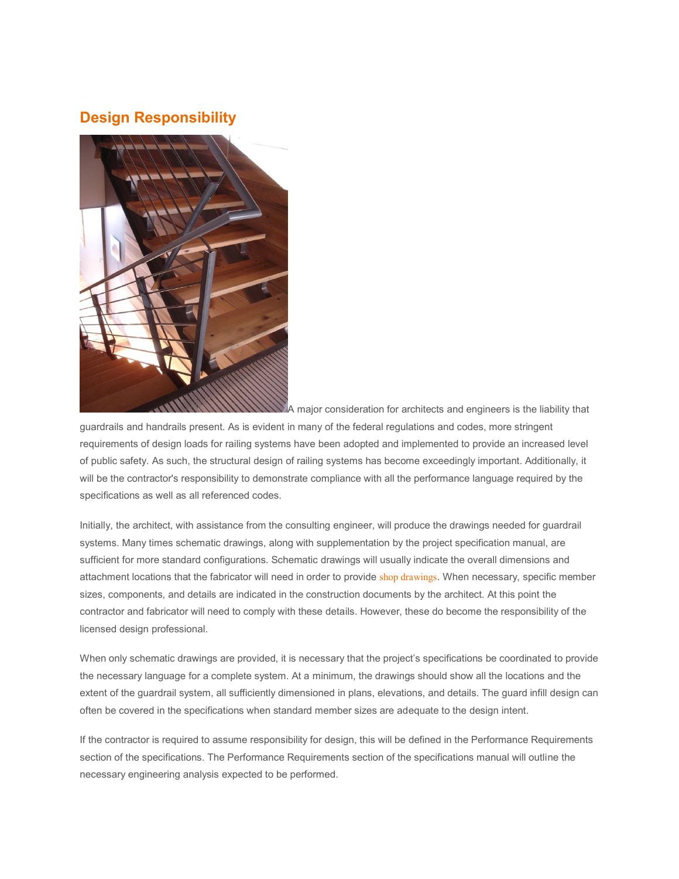## Design Responsibility

A major consideration for architects and engineers is the liability that guardrails and handrails present. As is evident in many of the federal regulations and codes, more stringent requirements of design loads for railing systems have been adopted and implemented to provide an increased level of public safety. As such, the structural design of railing systems has become exceedingly important. Additionally, it will be the contractor's responsibility to demonstrate compliance with all the performance language required by the specifications as well as all referenced codes.

Initially, the architect, with assistance from the consulting engineer, will produce the drawings needed for guardrail systems. Many times schematic drawings, along with supplementation by the project specification manual, are sufficient for more standard configurations. Schematic drawings will usually indicate the overall dimensions and attachment locations that the fabricator will need in order to provide shop drawings. When necessary, specific member sizes, components, and details are indicated in the construction documents by the architect. At this point the contractor and fabricator will need to comply with these details. However, these do become the responsibility of the licensed design professional.

When only schematic drawings are provided, it is necessary that the project's specifications be coordinated to provide the necessary language for a complete system. At a minimum, the drawings should show all the locations and the extent of the guardrail system, all sufficiently dimensioned in plans, elevations, and details. The guard infill design can often be covered in the specifications when standard member sizes are adequate to the design intent.

If the contractor is required to assume responsibility for design, this will be defined in the Performance Requirements section of the specifications. The Performance Requirements section of the specifications manual will outline the necessary engineering analysis expected to be performed.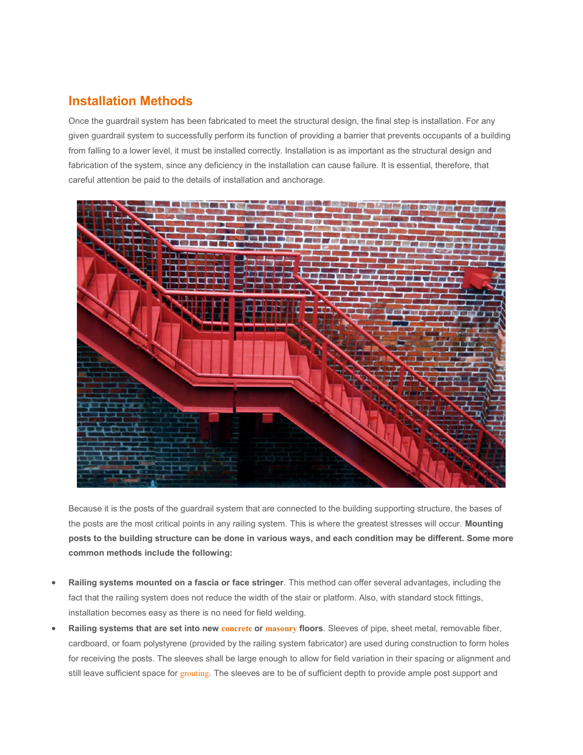## Installation Methods

Once the guardrail system has been fabricated to meet the structural design, the final step is installation. For any given guardrail system to successfully perform its function of providing a barrier that prevents occupants of a building from falling to a lower level, it must be installed correctly. Installation is as important as the structural design and fabrication of the system, since any deficiency in the installation can cause failure. It is essential, therefore, that careful attention be paid to the details of installation and anchorage.

Because it is the posts of the guardrail system that are connected to the building supporting structure, the bases of the posts are the most critical points in any railing system. This is where the greatest stresses will occur. **Mounting posts to the building structure can be done in various ways, and each condition may be different. Some more common methods include the following:**

- **Railing systems mounted on a fascia or face stringer**. This method can offer several advantages, including the fact that the railing system does not reduce the width of the stair or platform. Also, with standard stock fittings, installation becomes easy as there is no need for field welding.
- **Railing systems that are set into new concrete or masonry floors**. Sleeves of pipe, sheet metal, removable fiber, cardboard, or foam polystyrene (provided by the railing system fabricator) are used during construction to form holes for receiving the posts. The sleeves shall be large enough to allow for field variation in their spacing or alignment and still leave sufficient space for grouting. The sleeves are to be of sufficient depth to provide ample post support and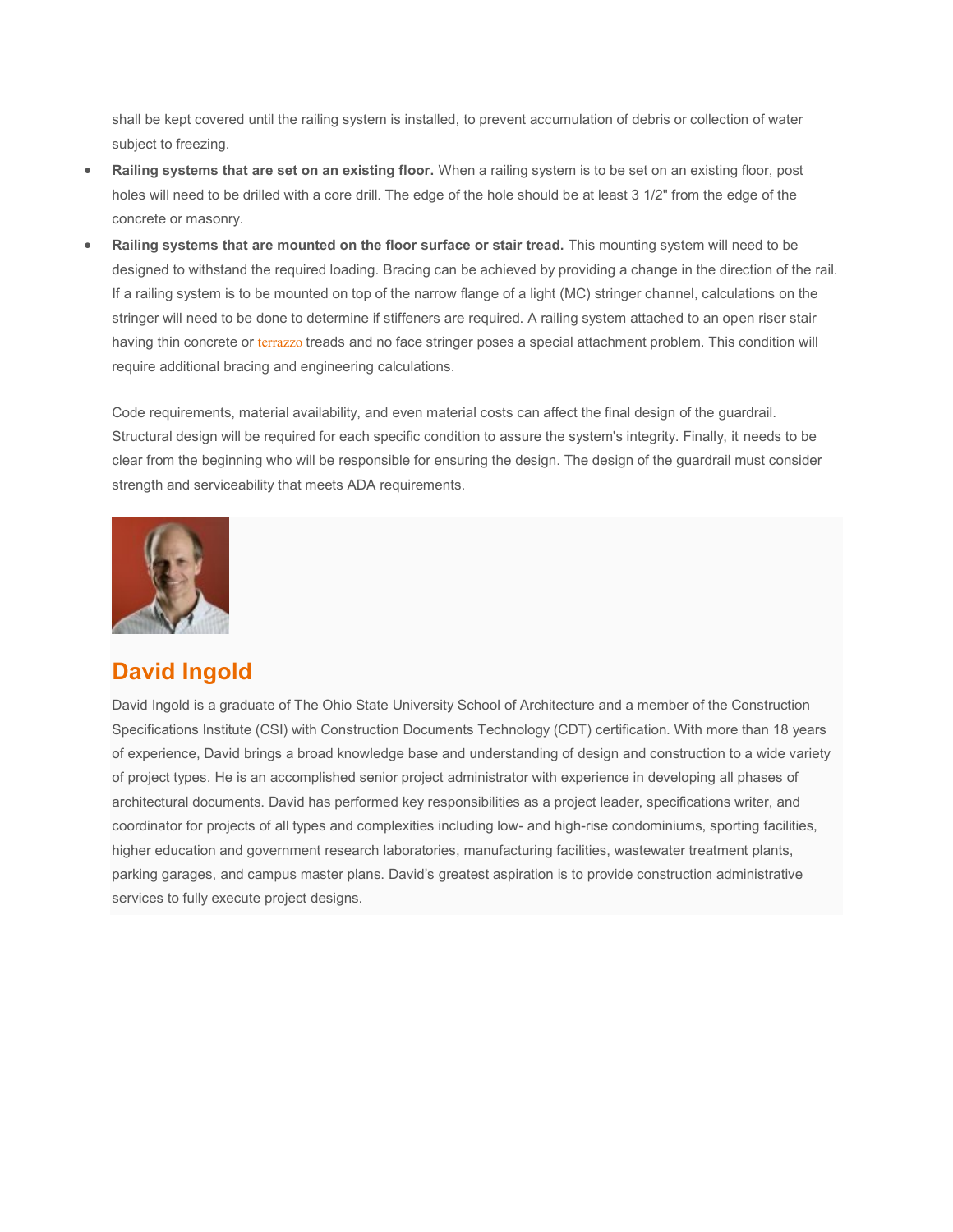shall be kept covered until the railing system is installed, to prevent accumulation of debris or collection of water subject to freezing.

- **Railing systems that are set on an existing floor.** When a railing system is to be set on an existing floor, post holes will need to be drilled with a core drill. The edge of the hole should be at least 3 1/2" from the edge of the concrete or masonry.
- **Railing systems that are mounted on the floor surface or stair tread.** This mounting system will need to be designed to withstand the required loading. Bracing can be achieved by providing a change in the direction of the rail. If a railing system is to be mounted on top of the narrow flange of a light (MC) stringer channel, calculations on the stringer will need to be done to determine if stiffeners are required. A railing system attached to an open riser stair having thin concrete or terrazzo treads and no face stringer poses a special attachment problem. This condition will require additional bracing and engineering calculations.

Code requirements, material availability, and even material costs can affect the final design of the guardrail. Structural design will be required for each specific condition to assure the system's integrity. Finally, it needs to be clear from the beginning who will be responsible for ensuring the design. The design of the guardrail must consider strength and serviceability that meets ADA requirements.

## David Ingold

David Ingold is a graduate of The Ohio State University School of Architecture and a member of the Construction Specifications Institute (CSI) with Construction Documents Technology (CDT) certification. With more than 18 years of experience, David brings a broad knowledge base and understanding of design and construction to a wide variety of project types. He is an accomplished senior project administrator with experience in developing all phases of architectural documents. David has performed key responsibilities as a project leader, specifications writer, and coordinator for projects of all types and complexities including low- and high-rise condominiums, sporting facilities, higher education and government research laboratories, manufacturing facilities, wastewater treatment plants, parking garages, and campus master plans. David's greatest aspiration is to provide construction administrative services to fully execute project designs.